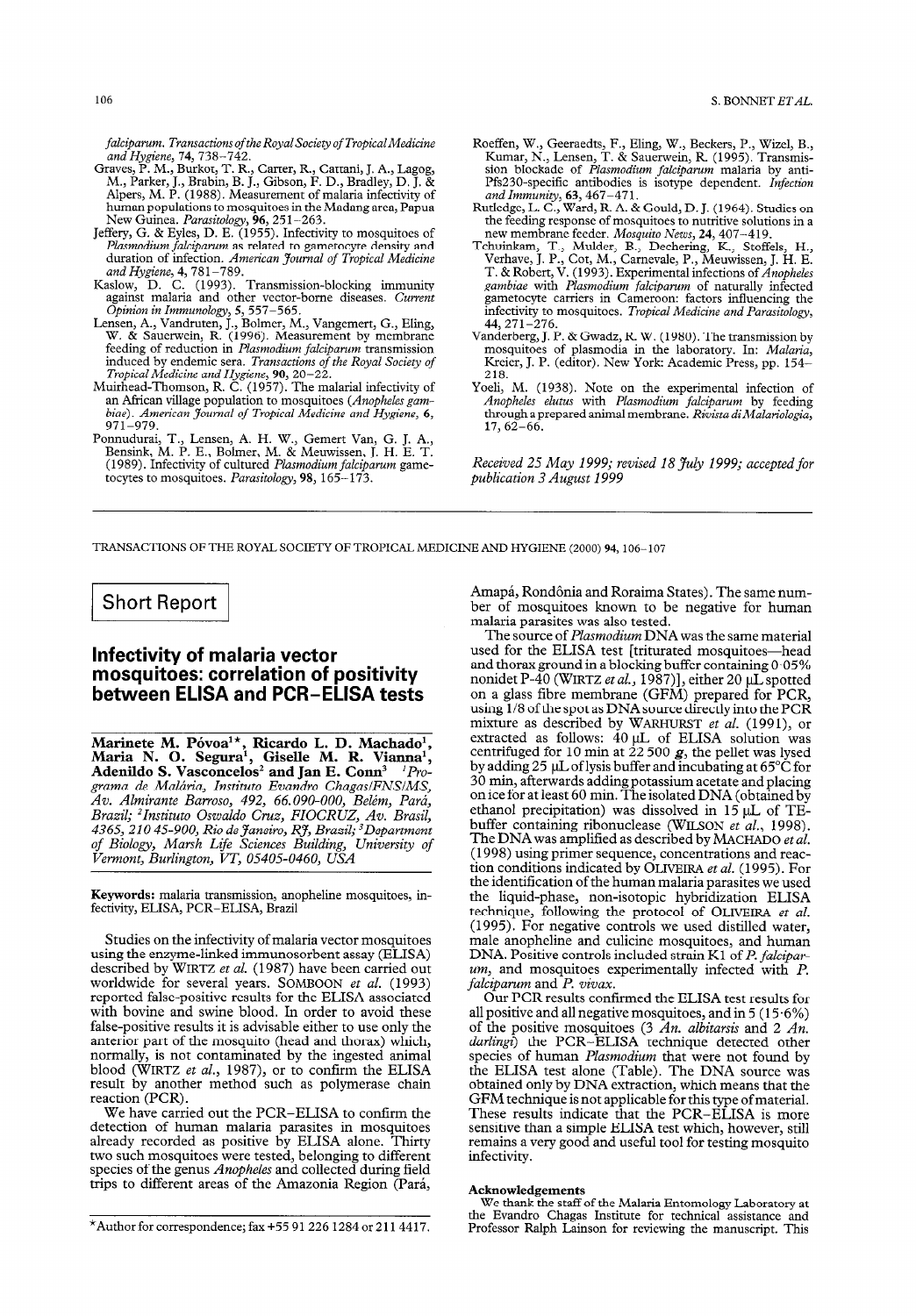*falciparum*. *Transactions of the Royal Society of Tropical Medicine and Hygiene*, **74**, 738–742.

Graves, P. M., Burkot, T. R., Carter, R., Cattani, J. A., Lagog, M., Parker, J., Brabin, B. J., Gibson, F. D., Bradley, D. J. & Alpers, M. P. (1988). Measurement of malaria infectivity of human populations to mosquitoes in the Madang area, Papua New Guinea. *Parasitology*, **96**, 251–263.

Jeffery, G. & Eyles, D. E. (1955). Infectivity to mosquitoes of *Plasmodium falciparum* as related to gametocyte density and duration of infection. *American Journal of Tropical Medicine and Hygiene*, **4**, 781–789.

Kaslow, D. C. (1993). Transmission-blocking immunity against malaria and other vector-borne diseases. *Current Opinion in Immunology*, **5**, 557–565.

Lensen, A., Vandruten, J., Bolmer, M., Vangemert, G., Eling, W. & Sauerwein, R. (1996). Measurement by membrane feeding of reduction in *Plasmodium falciparum* transmission induced by endemic sera. *Transactions of the Royal Society of Tropical Medicine and Hygiene*, **90**, 20–22.

Muirhead-Thomson, R. C. (1957). The malarial infectivity of an African village population to mosquitoes (*Anopheles gambiae*). *American Journal of Tropical Medicine and Hygiene*, **6**, 971–979.

Ponnudurai, T., Lensen, A. H. W., Gemert Van, G. J. A., Bensink, M. P. E., Bolmer, M. & Meuwissen, J. H. E. T. (1989). Infectivity of cultured *Plasmodium falciparum* gametocytes to mosquitoes. *Parasitology*, **98**, 165–173.

Roeffen, W., Geeraedts, F., Eling, W., Beckers, P., Wizel, B., Kumar, N., Lensen, T. & Sauerwein, R. (1995). Transmission blockade of *Plasmodium falciparum* malaria by anti-Pfs230-specific antibodies is isotype dependent. *Infection and Immunity*, **63**, 467–471.

Rutledge, L. C., Ward, R. A. & Gould, D. J. (1964). Studies on the feeding response of mosquitoes to nutritive solutions in a new membrane feeder. *Mosquito News*, **24**, 407–419.

Tchuinkam, T., Mulder, B., Dechering, K., Stoffels, H., Verhave, J. P., Cot, M., Carnevale, P., Meuwissen, J. H. E. T. & Robert, V. (1993). Experimental infections of *Anopheles gambiae* with *Plasmodium falciparum* of naturally infected gametocyte carriers in Cameroon: factors influencing the infectivity to mosquitoes. *Tropical Medicine and Parasitology*, **44**, 271–276.

Vanderberg, J. P. & Gwadz, R. W. (1980). The transmission by mosquitoes of plasmodia in the laboratory. In: *Malaria*, Kreier, J. P. (editor). New York: Academic Press, pp. 154–218.

Yoeli, M. (1938). Note on the experimental infection of *Anopheles elutus* with *Plasmodium falciparum* by feeding through a prepared animal membrane. *Rivista di Malariologia*, **17**, 62–66.

*Received 25 May 1999; revised 18 July 1999; accepted for publication 3 August 1999*

---

TRANSACTIONS OF THE ROYAL SOCIETY OF TROPICAL MEDICINE AND HYGIENE (2000) **94**, 106–107

**Short Report**

# Infectivity of malaria vector mosquitoes: correlation of positivity between ELISA and PCR–ELISA tests

**Marinete M. Póvoa[1]\*, Ricardo L. D. Machado[1], Maria N. O. Segura[1], Giselle M. R. Vianna[1], Adenildo S. Vasconcelos[2] and Jan E. Conn[3]** [1]*Programa de Malária, Instituto Evandro Chagas/FNS/MS, Av. Almirante Barroso, 492, 66.090-000, Belém, Pará, Brazil;* [2]*Instituto Oswaldo Cruz, FIOCRUZ, Av. Brasil, 4365, 210 45-900, Rio de Janeiro, RJ, Brazil;* [3]*Department of Biology, Marsh Life Sciences Building, University of Vermont, Burlington, VT, 05405-0460, USA*

**Keywords:** malaria transmission, anopheline mosquitoes, infectivity, ELISA, PCR–ELISA, Brazil

Studies on the infectivity of malaria vector mosquitoes using the enzyme-linked immunosorbent assay (ELISA) described by WIRTZ *et al.* (1987) have been carried out worldwide for several years. SOMBOON *et al.* (1993) reported false-positive results for the ELISA associated with bovine and swine blood. In order to avoid these false-positive results it is advisable either to use only the anterior part of the mosquito (head and thorax) which, normally, is not contaminated by the ingested animal blood (WIRTZ *et al.*, 1987), or to confirm the ELISA result by another method such as polymerase chain reaction (PCR).

We have carried out the PCR–ELISA to confirm the detection of human malaria parasites in mosquitoes already recorded as positive by ELISA alone. Thirty two such mosquitoes were tested, belonging to different species of the genus *Anopheles* and collected during field trips to different areas of the Amazonia Region (Pará, Amapá, Rondônia and Roraima States). The same number of mosquitoes known to be negative for human malaria parasites was also tested.

The source of *Plasmodium* DNA was the same material used for the ELISA test [triturated mosquitoes—head and thorax ground in a blocking buffer containing 0·05% nonidet P-40 (WIRTZ *et al.*, 1987)], either 20 μL spotted on a glass fibre membrane (GFM) prepared for PCR, using 1/8 of the spot as DNA source directly into the PCR mixture as described by WARHURST *et al.* (1991), or extracted as follows: 40 μL of ELISA solution was centrifuged for 10 min at 22 500 *g*, the pellet was lysed by adding 25 μL of lysis buffer and incubating at 65°C for 30 min, afterwards adding potassium acetate and placing on ice for at least 60 min. The isolated DNA (obtained by ethanol precipitation) was dissolved in 15 μL of TE-buffer containing ribonuclease (WILSON *et al.*, 1998). The DNA was amplified as described by MACHADO *et al.* (1998) using primer sequence, concentrations and reaction conditions indicated by OLIVEIRA *et al.* (1995). For the identification of the human malaria parasites we used the liquid-phase, non-isotopic hybridization ELISA technique, following the protocol of OLIVEIRA *et al.* (1995). For negative controls we used distilled water, male anopheline and culicine mosquitoes, and human DNA. Positive controls included strain K1 of *P. falciparum*, and mosquitoes experimentally infected with *P. falciparum* and *P. vivax*.

Our PCR results confirmed the ELISA test results for all positive and all negative mosquitoes, and in 5 (15·6%) of the positive mosquitoes (3 *An. albitarsis* and 2 *An. darlingi*) the PCR–ELISA technique detected other species of human *Plasmodium* that were not found by the ELISA test alone (Table). The DNA source was obtained only by DNA extraction, which means that the GFM technique is not applicable for this type of material. These results indicate that the PCR–ELISA is more sensitive than a simple ELISA test which, however, still remains a very good and useful tool for testing mosquito infectivity.

**Acknowledgements**

We thank the staff of the Malaria Entomology Laboratory at the Evandro Chagas Institute for technical assistance and Professor Ralph Lainson for reviewing the manuscript. This

\*Author for correspondence; fax +55 91 226 1284 or 211 4417.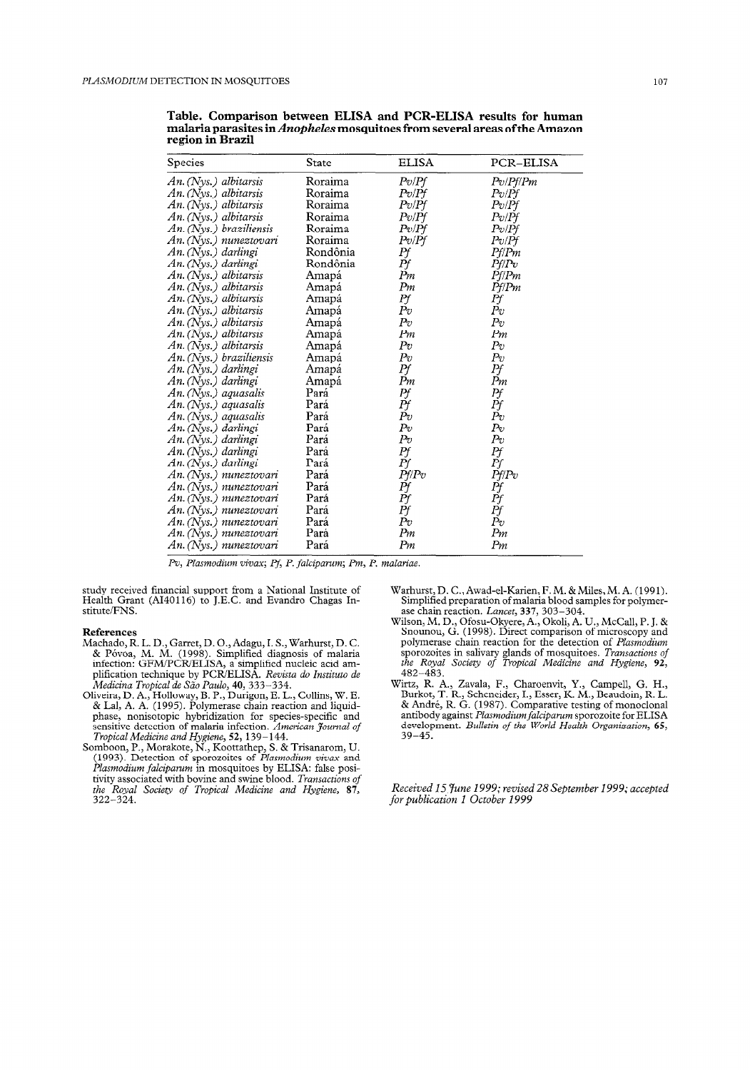**Table. Comparison between ELISA and PCR-ELISA results for human malaria parasites in *Anopheles* mosquitoes from several areas of the Amazon region in Brazil**

| Species | State | ELISA | PCR–ELISA |
|---|---|---|---|
| *An. (Nys.) albitarsis* | Roraima | *Pv/Pf* | *Pv/Pf/Pm* |
| *An. (Nys.) albitarsis* | Roraima | *Pv/Pf* | *Pv/Pf* |
| *An. (Nys.) albitarsis* | Roraima | *Pv/Pf* | *Pv/Pf* |
| *An. (Nys.) albitarsis* | Roraima | *Pv/Pf* | *Pv/Pf* |
| *An. (Nys.) braziliensis* | Roraima | *Pv/Pf* | *Pv/Pf* |
| *An. (Nys.) nuneztovari* | Roraima | *Pv/Pf* | *Pv/Pf* |
| *An. (Nys.) darlingi* | Rondônia | *Pf* | *Pf/Pm* |
| *An. (Nys.) darlingi* | Rondônia | *Pf* | *Pf/Pv* |
| *An. (Nys.) albitarsis* | Amapá | *Pm* | *Pf/Pm* |
| *An. (Nys.) albitarsis* | Amapá | *Pm* | *Pf/Pm* |
| *An. (Nys.) albitarsis* | Amapá | *Pf* | *Pf* |
| *An. (Nys.) albitarsis* | Amapá | *Pv* | *Pv* |
| *An. (Nys.) albitarsis* | Amapá | *Pv* | *Pv* |
| *An. (Nys.) albitarsis* | Amapá | *Pm* | *Pm* |
| *An. (Nys.) albitarsis* | Amapá | *Pv* | *Pv* |
| *An. (Nys.) braziliensis* | Amapá | *Pv* | *Pv* |
| *An. (Nys.) darlingi* | Amapá | *Pf* | *Pf* |
| *An. (Nys.) darlingi* | Amapá | *Pm* | *Pm* |
| *An. (Nys.) aquasalis* | Pará | *Pf* | *Pf* |
| *An. (Nys.) aquasalis* | Pará | *Pf* | *Pf* |
| *An. (Nys.) aquasalis* | Pará | *Pv* | *Pv* |
| *An. (Nys.) darlingi* | Pará | *Pv* | *Pv* |
| *An. (Nys.) darlingi* | Pará | *Pv* | *Pv* |
| *An. (Nys.) darlingi* | Pará | *Pf* | *Pf* |
| *An. (Nys.) darlingi* | Pará | *Pf* | *Pf* |
| *An. (Nys.) nuneztovari* | Pará | *Pf/Pv* | *Pf/Pv* |
| *An. (Nys.) nuneztovari* | Pará | *Pf* | *Pf* |
| *An. (Nys.) nuneztovari* | Pará | *Pf* | *Pf* |
| *An. (Nys.) nuneztovari* | Pará | *Pf* | *Pf* |
| *An. (Nys.) nuneztovari* | Pará | *Pv* | *Pv* |
| *An. (Nys.) nuneztovari* | Pará | *Pm* | *Pm* |
| *An. (Nys.) nuneztovari* | Pará | *Pm* | *Pm* |

*Pv*, *Plasmodium vivax*; *Pf*, *P. falciparum*; *Pm*, *P. malariae*.

study received financial support from a National Institute of Health Grant (AI40116) to J.E.C. and Evandro Chagas Institute/FNS.

## References

Machado, R. L. D., Garret, D. O., Adagu, I. S., Warhurst, D. C. & Póvoa, M. M. (1998). Simplified diagnosis of malaria infection: GFM/PCR/ELISA, a simplified nucleic acid amplification technique by PCR/ELISA. *Revista do Instituto de Medicina Tropical de São Paulo*, **40**, 333–334.

Oliveira, D. A., Holloway, B. P., Durigon, E. L., Collins, W. E. & Lal, A. A. (1995). Polymerase chain reaction and liquid-phase, nonisotopic hybridization for species-specific and sensitive detection of malaria infection. *American Journal of Tropical Medicine and Hygiene*, **52**, 139–144.

Somboon, P., Morakote, N., Koottathep, S. & Trisanarom, U. (1993). Detection of sporozoites of *Plasmodium vivax* and *Plasmodium falciparum* in mosquitoes by ELISA: false positivity associated with bovine and swine blood. *Transactions of the Royal Society of Tropical Medicine and Hygiene*, **87**, 322–324.

Warhurst, D. C., Awad-el-Karien, F. M. & Miles, M. A. (1991). Simplified preparation of malaria blood samples for polymerase chain reaction. *Lancet*, **337**, 303–304.

Wilson, M. D., Ofosu-Okyere, A., Okoli, A. U., McCall, P. J. & Snounou, G. (1998). Direct comparison of microscopy and polymerase chain reaction for the detection of *Plasmodium* sporozoites in salivary glands of mosquitoes. *Transactions of the Royal Society of Tropical Medicine and Hygiene*, **92**, 482–483.

Wirtz, R. A., Zavala, F., Charoenvit, Y., Campell, G. H., Burkot, T. R., Schneider, I., Esser, K. M., Beaudoin, R. L. & André, R. G. (1987). Comparative testing of monoclonal antibody against *Plasmodium falciparum* sporozoite for ELISA development. *Bulletin of the World Health Organization*, **65**, 39–45.

*Received 15 June 1999; revised 28 September 1999; accepted for publication 1 October 1999*